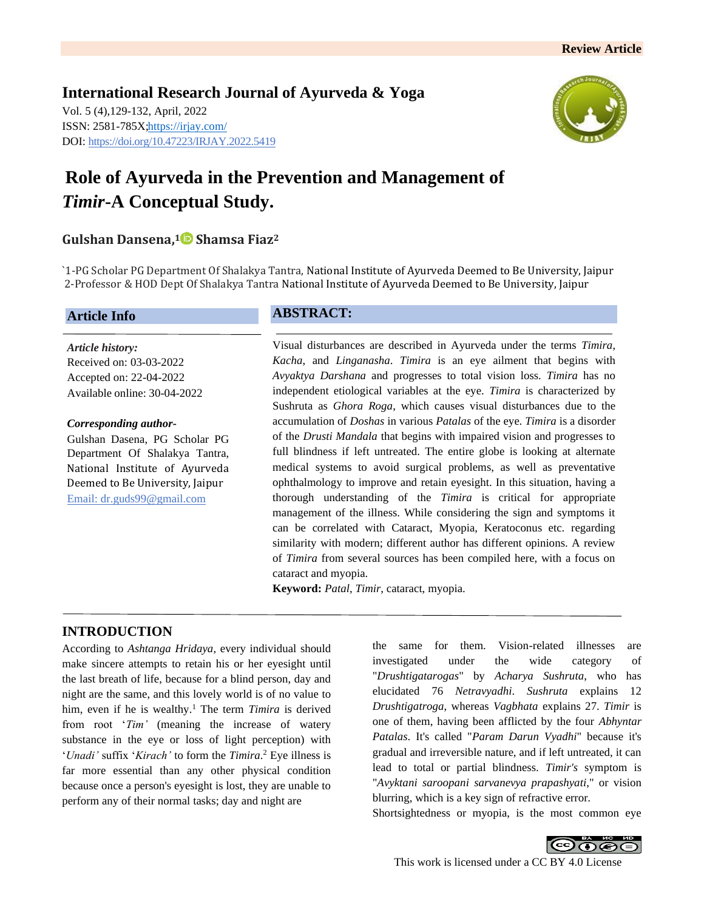Review Article

**International Research Journal of Ayurveda & Yoga**

Vol. 5 (4),129-132, April, 2022
ISSN: 2581-785X;https://irjay.com/
DOI: https://doi.org/10.47223/IRJAY.2022.5419

# Role of Ayurveda in the Prevention and Management of *Timir*-A Conceptual Study.

**Gulshan Dansena,[1] Shamsa Fiaz[2]**

`1-PG Scholar PG Department Of Shalakya Tantra, National Institute of Ayurveda Deemed to Be University, Jaipur
2-Professor & HOD Dept Of Shalakya Tantra National Institute of Ayurveda Deemed to Be University, Jaipur

## Article Info

*Article history:*
Received on: 03-03-2022
Accepted on: 22-04-2022
Available online: 30-04-2022

***Corresponding author-***
Gulshan Dasena, PG Scholar PG Department Of Shalakya Tantra, National Institute of Ayurveda Deemed to Be University, Jaipur
Email: dr.guds99@gmail.com

## ABSTRACT:

Visual disturbances are described in Ayurveda under the terms *Timira*, *Kacha*, and *Linganasha*. *Timira* is an eye ailment that begins with *Avyaktya Darshana* and progresses to total vision loss. *Timira* has no independent etiological variables at the eye. *Timira* is characterized by Sushruta as *Ghora Roga*, which causes visual disturbances due to the accumulation of *Doshas* in various *Patalas* of the eye. *Timira* is a disorder of the *Drusti Mandala* that begins with impaired vision and progresses to full blindness if left untreated. The entire globe is looking at alternate medical systems to avoid surgical problems, as well as preventative ophthalmology to improve and retain eyesight. In this situation, having a thorough understanding of the *Timira* is critical for appropriate management of the illness. While considering the sign and symptoms it can be correlated with Cataract, Myopia, Keratoconus etc. regarding similarity with modern; different author has different opinions. A review of *Timira* from several sources has been compiled here, with a focus on cataract and myopia.

**Keyword:** *Patal*, *Timir*, cataract, myopia.

## INTRODUCTION

According to *Ashtanga Hridaya*, every individual should make sincere attempts to retain his or her eyesight until the last breath of life, because for a blind person, day and night are the same, and this lovely world is of no value to him, even if he is wealthy.[1] The term *Timira* is derived from root '*Tim'* (meaning the increase of watery substance in the eye or loss of light perception) with '*Unadi'* suffix '*Kirach'* to form the *Timira*.[2] Eye illness is far more essential than any other physical condition because once a person's eyesight is lost, they are unable to perform any of their normal tasks; day and night are the same for them. Vision-related illnesses are investigated under the wide category of "*Drushtigatarogas*" by *Acharya Sushruta*, who has elucidated 76 *Netravyadhi*. *Sushruta* explains 12 *Drushtigatroga*, whereas *Vagbhata* explains 27. *Timir* is one of them, having been afflicted by the four *Abhyntar Patalas*. It's called "*Param Darun Vyadhi*" because it's gradual and irreversible nature, and if left untreated, it can lead to total or partial blindness. *Timir's* symptom is "*Avyktani saroopani sarvanevya prapashyati*," or vision blurring, which is a key sign of refractive error.

Shortsightedness or myopia, is the most common eye

This work is licensed under a CC BY 4.0 License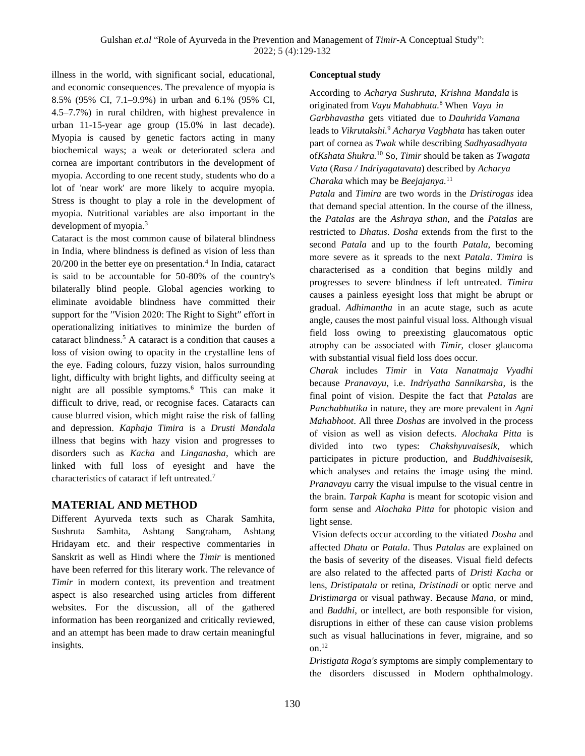illness in the world, with significant social, educational, and economic consequences. The prevalence of myopia is 8.5% (95% CI, 7.1–9.9%) in urban and 6.1% (95% CI, 4.5–7.7%) in rural children, with highest prevalence in urban 11-15-year age group (15.0% in last decade). Myopia is caused by genetic factors acting in many biochemical ways; a weak or deteriorated sclera and cornea are important contributors in the development of myopia. According to one recent study, students who do a lot of 'near work' are more likely to acquire myopia. Stress is thought to play a role in the development of myopia. Nutritional variables are also important in the development of myopia.[3]

Cataract is the most common cause of bilateral blindness in India, where blindness is defined as vision of less than 20/200 in the better eye on presentation.[4] In India, cataract is said to be accountable for 50-80% of the country's bilaterally blind people. Global agencies working to eliminate avoidable blindness have committed their support for the ″Vision 2020: The Right to Sight″ effort in operationalizing initiatives to minimize the burden of cataract blindness.[5] A cataract is a condition that causes a loss of vision owing to opacity in the crystalline lens of the eye. Fading colours, fuzzy vision, halos surrounding light, difficulty with bright lights, and difficulty seeing at night are all possible symptoms.[6] This can make it difficult to drive, read, or recognise faces. Cataracts can cause blurred vision, which might raise the risk of falling and depression. *Kaphaja Timira* is a *Drusti Mandala* illness that begins with hazy vision and progresses to disorders such as *Kacha* and *Linganasha*, which are linked with full loss of eyesight and have the characteristics of cataract if left untreated.[7]

## MATERIAL AND METHOD

Different Ayurveda texts such as Charak Samhita, Sushruta Samhita, Ashtang Sangraham, Ashtang Hridayam etc. and their respective commentaries in Sanskrit as well as Hindi where the *Timir* is mentioned have been referred for this literary work. The relevance of *Timir* in modern context, its prevention and treatment aspect is also researched using articles from different websites. For the discussion, all of the gathered information has been reorganized and critically reviewed, and an attempt has been made to draw certain meaningful insights.

**Conceptual study**

According to *Acharya Sushruta, Krishna Mandala* is originated from *Vayu Mahabhuta.*[8] When *Vayu in Garbhavastha* gets vitiated due to *Dauhrida Vamana* leads to *Vikrutakshi.*[9] *Acharya Vagbhata* has taken outer part of cornea as *Twak* while describing *Sadhyasadhyata* of*Kshata Shukra.*[10] So, *Timir* should be taken as *Twagata Vata* (*Rasa / Indriyagatavata*) described by *Acharya Charaka* which may be *Beejajanya.*[11]

*Patala* and *Timira* are two words in the *Dristirogas* idea that demand special attention. In the course of the illness, the *Patalas* are the *Ashraya sthan*, and the *Patalas* are restricted to *Dhatus*. *Dosha* extends from the first to the second *Patala* and up to the fourth *Patala*, becoming more severe as it spreads to the next *Patala*. *Timira* is characterised as a condition that begins mildly and progresses to severe blindness if left untreated. *Timira* causes a painless eyesight loss that might be abrupt or gradual. *Adhimantha* in an acute stage, such as acute angle, causes the most painful visual loss. Although visual field loss owing to preexisting glaucomatous optic atrophy can be associated with *Timir*, closer glaucoma with substantial visual field loss does occur.

*Charak* includes *Timir* in *Vata Nanatmaja Vyadhi* because *Pranavayu*, i.e. *Indriyatha Sannikarsha*, is the final point of vision. Despite the fact that *Patalas* are *Panchabhutika* in nature, they are more prevalent in *Agni Mahabhoot*. All three *Doshas* are involved in the process of vision as well as vision defects. *Alochaka Pitta* is divided into two types: *Chakshyuvaisesik*, which participates in picture production, and *Buddhivaisesik*, which analyses and retains the image using the mind. *Pranavayu* carry the visual impulse to the visual centre in the brain. *Tarpak Kapha* is meant for scotopic vision and form sense and *Alochaka Pitta* for photopic vision and light sense.

Vision defects occur according to the vitiated *Dosha* and affected *Dhatu* or *Patala*. Thus *Patalas* are explained on the basis of severity of the diseases. Visual field defects are also related to the affected parts of *Dristi Kacha* or lens, *Dristipatala* or retina, *Dristinadi* or optic nerve and *Dristimarga* or visual pathway. Because *Mana*, or mind, and *Buddhi*, or intellect, are both responsible for vision, disruptions in either of these can cause vision problems such as visual hallucinations in fever, migraine, and so on.[12]

*Dristigata Roga's* symptoms are simply complementary to the disorders discussed in Modern ophthalmology.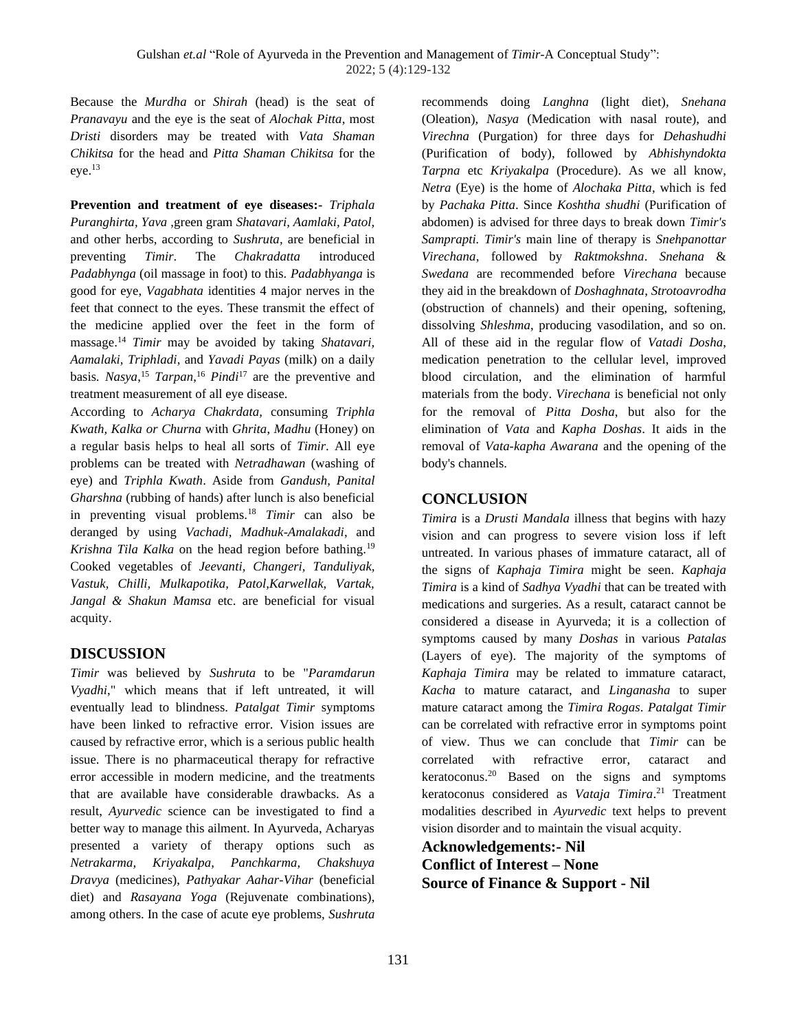Because the *Murdha* or *Shirah* (head) is the seat of *Pranavayu* and the eye is the seat of *Alochak Pitta*, most *Dristi* disorders may be treated with *Vata Shaman Chikitsa* for the head and *Pitta Shaman Chikitsa* for the eye.[13]

**Prevention and treatment of eye diseases:-** *Triphala Puranghirta, Yava* ,green gram *Shatavari, Aamlaki, Patol,* and other herbs, according to *Sushruta,* are beneficial in preventing *Timir*. The *Chakradatta* introduced *Padabhynga* (oil massage in foot) to this. *Padabhyanga* is good for eye, *Vagabhata* identities 4 major nerves in the feet that connect to the eyes. These transmit the effect of the medicine applied over the feet in the form of massage.[14] *Timir* may be avoided by taking *Shatavari, Aamalaki, Triphladi,* and *Yavadi Payas* (milk) on a daily basis. *Nasya*,[15] *Tarpan*,[16] *Pindi*[17] are the preventive and treatment measurement of all eye disease.

According to *Acharya Chakrdata,* consuming *Triphla Kwath, Kalka or Churna* with *Ghrita, Madhu* (Honey) on a regular basis helps to heal all sorts of *Timir*. All eye problems can be treated with *Netradhawan* (washing of eye) and *Triphla Kwath*. Aside from *Gandush, Panital Gharshna* (rubbing of hands) after lunch is also beneficial in preventing visual problems.[18] *Timir* can also be deranged by using *Vachadi, Madhuk-Amalakadi,* and *Krishna Tila Kalka* on the head region before bathing.[19] Cooked vegetables of *Jeevanti, Changeri, Tanduliyak, Vastuk, Chilli, Mulkapotika, Patol,Karwellak, Vartak, Jangal & Shakun Mamsa* etc. are beneficial for visual acquity.

## DISCUSSION

*Timir* was believed by *Sushruta* to be "*Paramdarun Vyadhi*," which means that if left untreated, it will eventually lead to blindness. *Patalgat Timir* symptoms have been linked to refractive error. Vision issues are caused by refractive error, which is a serious public health issue. There is no pharmaceutical therapy for refractive error accessible in modern medicine, and the treatments that are available have considerable drawbacks. As a result, *Ayurvedic* science can be investigated to find a better way to manage this ailment. In Ayurveda, Acharyas presented a variety of therapy options such as *Netrakarma, Kriyakalpa, Panchkarma, Chakshuya Dravya* (medicines), *Pathyakar Aahar-Vihar* (beneficial diet) and *Rasayana Yoga* (Rejuvenate combinations), among others. In the case of acute eye problems, *Sushruta* recommends doing *Langhna* (light diet), *Snehana* (Oleation), *Nasya* (Medication with nasal route), and *Virechna* (Purgation) for three days for *Dehashudhi* (Purification of body), followed by *Abhishyndokta Tarpna* etc *Kriyakalpa* (Procedure). As we all know, *Netra* (Eye) is the home of *Alochaka Pitta*, which is fed by *Pachaka Pitta*. Since *Koshtha shudhi* (Purification of abdomen) is advised for three days to break down *Timir's Samprapti. Timir's* main line of therapy is *Snehpanottar Virechana*, followed by *Raktmokshna*. *Snehana* & *Swedana* are recommended before *Virechana* because they aid in the breakdown of *Doshaghnata, Strotoavrodha* (obstruction of channels) and their opening, softening, dissolving *Shleshma*, producing vasodilation, and so on. All of these aid in the regular flow of *Vatadi Dosha*, medication penetration to the cellular level, improved blood circulation, and the elimination of harmful materials from the body. *Virechana* is beneficial not only for the removal of *Pitta Dosha*, but also for the elimination of *Vata* and *Kapha Doshas*. It aids in the removal of *Vata-kapha Awarana* and the opening of the body's channels.

## CONCLUSION

*Timira* is a *Drusti Mandala* illness that begins with hazy vision and can progress to severe vision loss if left untreated. In various phases of immature cataract, all of the signs of *Kaphaja Timira* might be seen. *Kaphaja Timira* is a kind of *Sadhya Vyadhi* that can be treated with medications and surgeries. As a result, cataract cannot be considered a disease in Ayurveda; it is a collection of symptoms caused by many *Doshas* in various *Patalas* (Layers of eye). The majority of the symptoms of *Kaphaja Timira* may be related to immature cataract, *Kacha* to mature cataract, and *Linganasha* to super mature cataract among the *Timira Rogas*. *Patalgat Timir* can be correlated with refractive error in symptoms point of view. Thus we can conclude that *Timir* can be correlated with refractive error, cataract and keratoconus.[20] Based on the signs and symptoms keratoconus considered as *Vataja Timira*.[21] Treatment modalities described in *Ayurvedic* text helps to prevent vision disorder and to maintain the visual acquity.

**Acknowledgements:- Nil**

**Conflict of Interest – None**

**Source of Finance & Support - Nil**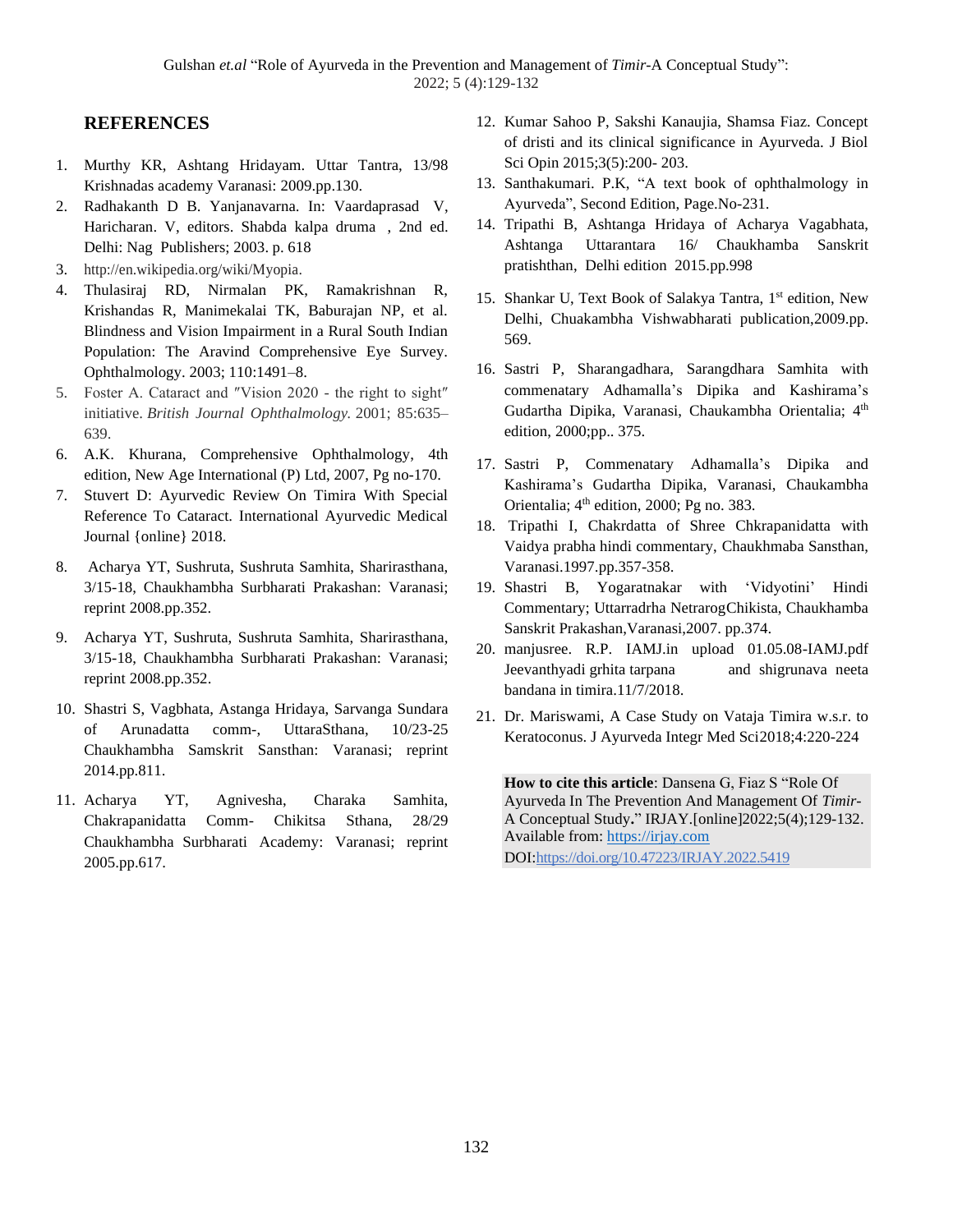## REFERENCES

1. Murthy KR, Ashtang Hridayam. Uttar Tantra, 13/98 Krishnadas academy Varanasi: 2009.pp.130.
2. Radhakanth D B. Yanjanavarna. In: Vaardaprasad V, Haricharan. V, editors. Shabda kalpa druma , 2nd ed. Delhi: Nag Publishers; 2003. p. 618
3. http://en.wikipedia.org/wiki/Myopia.
4. Thulasiraj RD, Nirmalan PK, Ramakrishnan R, Krishandas R, Manimekalai TK, Baburajan NP, et al. Blindness and Vision Impairment in a Rural South Indian Population: The Aravind Comprehensive Eye Survey. Ophthalmology. 2003; 110:1491–8.
5. Foster A. Cataract and ″Vision 2020 - the right to sight″ initiative. *British Journal Ophthalmology.* 2001; 85:635–639.
6. A.K. Khurana, Comprehensive Ophthalmology, 4th edition, New Age International (P) Ltd, 2007, Pg no-170.
7. Stuvert D: Ayurvedic Review On Timira With Special Reference To Cataract. International Ayurvedic Medical Journal {online} 2018.
8. Acharya YT, Sushruta, Sushruta Samhita, Sharirasthana, 3/15-18, Chaukhambha Surbharati Prakashan: Varanasi; reprint 2008.pp.352.
9. Acharya YT, Sushruta, Sushruta Samhita, Sharirasthana, 3/15-18, Chaukhambha Surbharati Prakashan: Varanasi; reprint 2008.pp.352.
10. Shastri S, Vagbhata, Astanga Hridaya, Sarvanga Sundara of Arunadatta comm-, UttaraSthana, 10/23-25 Chaukhambha Samskrit Sansthan: Varanasi; reprint 2014.pp.811.
11. Acharya YT, Agnivesha, Charaka Samhita, Chakrapanidatta Comm- Chikitsa Sthana, 28/29 Chaukhambha Surbharati Academy: Varanasi; reprint 2005.pp.617.
12. Kumar Sahoo P, Sakshi Kanaujia, Shamsa Fiaz. Concept of dristi and its clinical significance in Ayurveda. J Biol Sci Opin 2015;3(5):200- 203.
13. Santhakumari. P.K, "A text book of ophthalmology in Ayurveda", Second Edition, Page.No-231.
14. Tripathi B, Ashtanga Hridaya of Acharya Vagabhata, Ashtanga Uttarantara 16/ Chaukhamba Sanskrit pratishthan, Delhi edition 2015.pp.998
15. Shankar U, Text Book of Salakya Tantra, 1st edition, New Delhi, Chuakambha Vishwabharati publication,2009.pp. 569.
16. Sastri P, Sharangadhara, Sarangdhara Samhita with commenatary Adhamalla's Dipika and Kashirama's Gudartha Dipika, Varanasi, Chaukambha Orientalia; 4th edition, 2000;pp.. 375.
17. Sastri P, Commenatary Adhamalla's Dipika and Kashirama's Gudartha Dipika, Varanasi, Chaukambha Orientalia; 4th edition, 2000; Pg no. 383.
18. Tripathi I, Chakrdatta of Shree Chkrapanidatta with Vaidya prabha hindi commentary, Chaukhmaba Sansthan, Varanasi.1997.pp.357-358.
19. Shastri B, Yogaratnakar with 'Vidyotini' Hindi Commentary; Uttarradrha NetrarogChikista, Chaukhamba Sanskrit Prakashan,Varanasi,2007. pp.374.
20. manjusree. R.P. IAMJ.in upload 01.05.08-IAMJ.pdf Jeevanthyadi grhita tarpana and shigrunava neeta bandana in timira.11/7/2018.
21. Dr. Mariswami, A Case Study on Vataja Timira w.s.r. to Keratoconus. J Ayurveda Integr Med Sci2018;4:220-224

**How to cite this article**: Dansena G, Fiaz S "Role Of Ayurveda In The Prevention And Management Of *Timir*-A Conceptual Study**.**" IRJAY.[online]2022;5(4);129-132. Available from: https://irjay.com
DOI:https://doi.org/10.47223/IRJAY.2022.5419